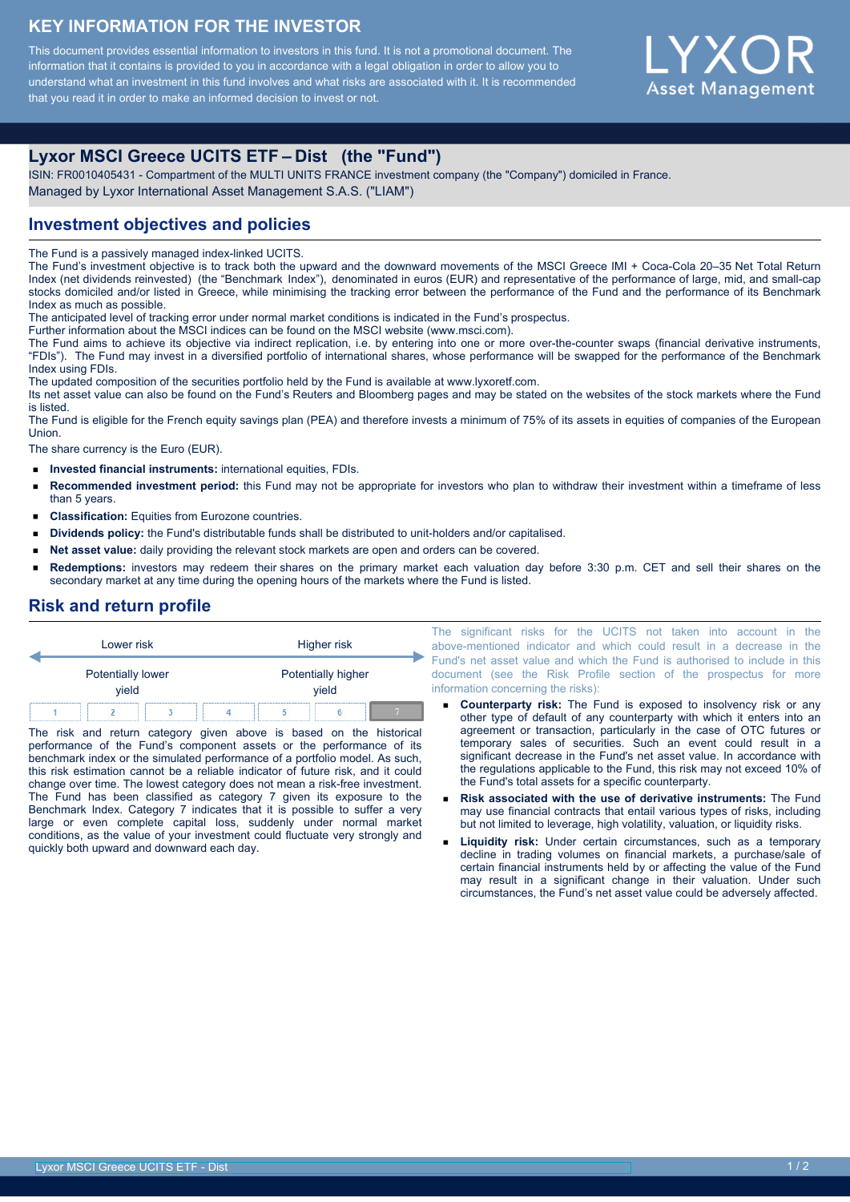# KEY INFORMATION FOR THE INVESTOR

This document provides essential information to investors in this fund. It is not a promotional document. The information that it contains is provided to you in accordance with a legal obligation in order to allow you to understand what an investment in this fund involves and what risks are associated with it. It is recommended that you read it in order to make an informed decision to invest or not.

LYXOR Asset Management

## Lyxor MSCI Greece UCITS ETF – Dist (the "Fund")

ISIN: FR0010405431 - Compartment of the MULTI UNITS FRANCE investment company (the "Company") domiciled in France.
Managed by Lyxor International Asset Management S.A.S. ("LIAM")

## Investment objectives and policies

The Fund is a passively managed index-linked UCITS.
The Fund's investment objective is to track both the upward and the downward movements of the MSCI Greece IMI + Coca-Cola 20–35 Net Total Return Index (net dividends reinvested) (the "Benchmark Index"), denominated in euros (EUR) and representative of the performance of large, mid, and small-cap stocks domiciled and/or listed in Greece, while minimising the tracking error between the performance of the Fund and the performance of its Benchmark Index as much as possible.
The anticipated level of tracking error under normal market conditions is indicated in the Fund's prospectus.
Further information about the MSCI indices can be found on the MSCI website (www.msci.com).
The Fund aims to achieve its objective via indirect replication, i.e. by entering into one or more over-the-counter swaps (financial derivative instruments, "FDIs"). The Fund may invest in a diversified portfolio of international shares, whose performance will be swapped for the performance of the Benchmark Index using FDIs.
The updated composition of the securities portfolio held by the Fund is available at www.lyxoretf.com.
Its net asset value can also be found on the Fund's Reuters and Bloomberg pages and may be stated on the websites of the stock markets where the Fund is listed.
The Fund is eligible for the French equity savings plan (PEA) and therefore invests a minimum of 75% of its assets in equities of companies of the European Union.

The share currency is the Euro (EUR).

- **Invested financial instruments:** international equities, FDIs.
- **Recommended investment period:** this Fund may not be appropriate for investors who plan to withdraw their investment within a timeframe of less than 5 years.
- **Classification:** Equities from Eurozone countries.
- **Dividends policy:** the Fund's distributable funds shall be distributed to unit-holders and/or capitalised.
- **Net asset value:** daily providing the relevant stock markets are open and orders can be covered.
- **Redemptions:** investors may redeem their shares on the primary market each valuation day before 3:30 p.m. CET and sell their shares on the secondary market at any time during the opening hours of the markets where the Fund is listed.

## Risk and return profile

| Lower risk | | | | | | Higher risk |
|---|---|---|---|---|---|---|
| Potentially lower yield | | | | | | Potentially higher yield |
| 1 | 2 | 3 | 4 | 5 | 6 | **7** |

The risk and return category given above is based on the historical performance of the Fund's component assets or the performance of its benchmark index or the simulated performance of a portfolio model. As such, this risk estimation cannot be a reliable indicator of future risk, and it could change over time. The lowest category does not mean a risk-free investment.
The Fund has been classified as category 7 given its exposure to the Benchmark Index. Category 7 indicates that it is possible to suffer a very large or even complete capital loss, suddenly under normal market conditions, as the value of your investment could fluctuate very strongly and quickly both upward and downward each day.

The significant risks for the UCITS not taken into account in the above-mentioned indicator and which could result in a decrease in the Fund's net asset value and which the Fund is authorised to include in this document (see the Risk Profile section of the prospectus for more information concerning the risks):

- **Counterparty risk:** The Fund is exposed to insolvency risk or any other type of default of any counterparty with which it enters into an agreement or transaction, particularly in the case of OTC futures or temporary sales of securities. Such an event could result in a significant decrease in the Fund's net asset value. In accordance with the regulations applicable to the Fund, this risk may not exceed 10% of the Fund's total assets for a specific counterparty.
- **Risk associated with the use of derivative instruments:** The Fund may use financial contracts that entail various types of risks, including but not limited to leverage, high volatility, valuation, or liquidity risks.
- **Liquidity risk:** Under certain circumstances, such as a temporary decline in trading volumes on financial markets, a purchase/sale of certain financial instruments held by or affecting the value of the Fund may result in a significant change in their valuation. Under such circumstances, the Fund's net asset value could be adversely affected.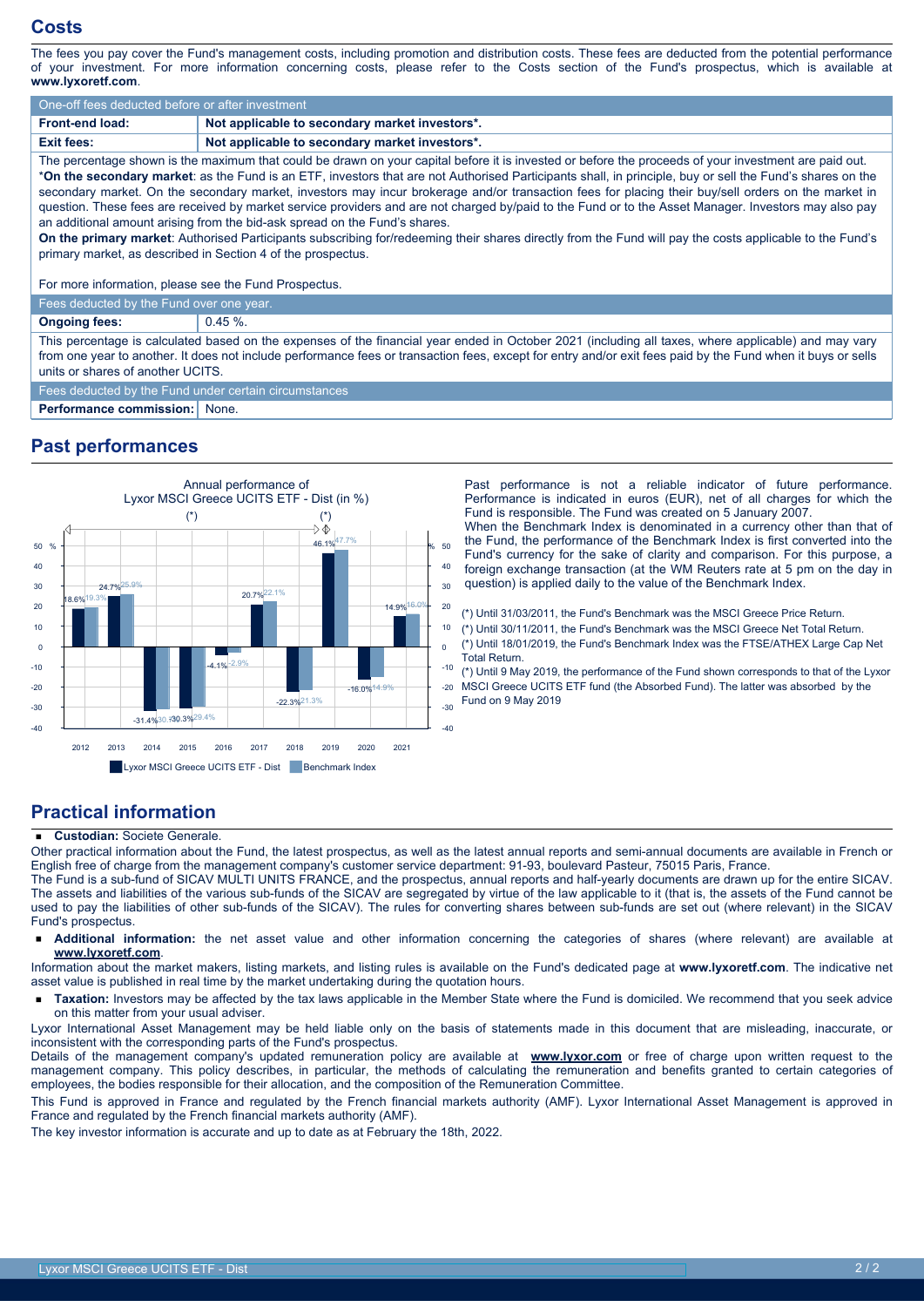## Costs

The fees you pay cover the Fund's management costs, including promotion and distribution costs. These fees are deducted from the potential performance of your investment. For more information concerning costs, please refer to the Costs section of the Fund's prospectus, which is available at **www.lyxoretf.com**.

| One-off fees deducted before or after investment | |
|---|---|
| **Front-end load:** | **Not applicable to secondary market investors*.** |
| **Exit fees:** | **Not applicable to secondary market investors*.** |

The percentage shown is the maximum that could be drawn on your capital before it is invested or before the proceeds of your investment are paid out.
***On the secondary market**: as the Fund is an ETF, investors that are not Authorised Participants shall, in principle, buy or sell the Fund's shares on the secondary market. On the secondary market, investors may incur brokerage and/or transaction fees for placing their buy/sell orders on the market in question. These fees are received by market service providers and are not charged by/paid to the Fund or to the Asset Manager. Investors may also pay an additional amount arising from the bid-ask spread on the Fund's shares.
**On the primary market**: Authorised Participants subscribing for/redeeming their shares directly from the Fund will pay the costs applicable to the Fund's primary market, as described in Section 4 of the prospectus.

For more information, please see the Fund Prospectus.

| Fees deducted by the Fund over one year. | |
|---|---|
| **Ongoing fees:** | 0.45 %. |

This percentage is calculated based on the expenses of the financial year ended in October 2021 (including all taxes, where applicable) and may vary from one year to another. It does not include performance fees or transaction fees, except for entry and/or exit fees paid by the Fund when it buys or sells units or shares of another UCITS.

| Fees deducted by the Fund under certain circumstances | |
|---|---|
| **Performance commission:** | None. |

## Past performances

Annual performance of
Lyxor MSCI Greece UCITS ETF - Dist (in %)

(*) (*)

2012: 18.6% / 19.3%
2013: 24.7% / 25.9%
2014: -31.4% / -30.7%
2015: -30.3% / -29.4%
2016: -4.1% / -2.9%
2017: 20.7% / 22.1%
2018: -22.3% / -21.3%
2019: 46.1% / 47.7%
2020: -16.0% / -14.9%
2021: 14.9% / 16.0%

Lyxor MSCI Greece UCITS ETF - Dist | Benchmark Index

Past performance is not a reliable indicator of future performance. Performance is indicated in euros (EUR), net of all charges for which the Fund is responsible. The Fund was created on 5 January 2007.
When the Benchmark Index is denominated in a currency other than that of the Fund, the performance of the Benchmark Index is first converted into the Fund's currency for the sake of clarity and comparison. For this purpose, a foreign exchange transaction (at the WM Reuters rate at 5 pm on the day in question) is applied daily to the value of the Benchmark Index.

(*) Until 31/03/2011, the Fund's Benchmark was the MSCI Greece Price Return.
(*) Until 30/11/2011, the Fund's Benchmark was the MSCI Greece Net Total Return.
(*) Until 18/01/2019, the Fund's Benchmark Index was the FTSE/ATHEX Large Cap Net Total Return.
(*) Until 9 May 2019, the performance of the Fund shown corresponds to that of the Lyxor MSCI Greece UCITS ETF fund (the Absorbed Fund). The latter was absorbed by the Fund on 9 May 2019

## Practical information

- **Custodian:** Societe Generale.

Other practical information about the Fund, the latest prospectus, as well as the latest annual reports and semi-annual documents are available in French or English free of charge from the management company's customer service department: 91-93, boulevard Pasteur, 75015 Paris, France.
The Fund is a sub-fund of SICAV MULTI UNITS FRANCE, and the prospectus, annual reports and half-yearly documents are drawn up for the entire SICAV. The assets and liabilities of the various sub-funds of the SICAV are segregated by virtue of the law applicable to it (that is, the assets of the Fund cannot be used to pay the liabilities of other sub-funds of the SICAV). The rules for converting shares between sub-funds are set out (where relevant) in the SICAV Fund's prospectus.

- **Additional information:** the net asset value and other information concerning the categories of shares (where relevant) are available at **www.lyxoretf.com**.

Information about the market makers, listing markets, and listing rules is available on the Fund's dedicated page at **www.lyxoretf.com**. The indicative net asset value is published in real time by the market undertaking during the quotation hours.

- **Taxation:** Investors may be affected by the tax laws applicable in the Member State where the Fund is domiciled. We recommend that you seek advice on this matter from your usual adviser.

Lyxor International Asset Management may be held liable only on the basis of statements made in this document that are misleading, inaccurate, or inconsistent with the corresponding parts of the Fund's prospectus.
Details of the management company's updated remuneration policy are available at **www.lyxor.com** or free of charge upon written request to the management company. This policy describes, in particular, the methods of calculating the remuneration and benefits granted to certain categories of employees, the bodies responsible for their allocation, and the composition of the Remuneration Committee.

This Fund is approved in France and regulated by the French financial markets authority (AMF). Lyxor International Asset Management is approved in France and regulated by the French financial markets authority (AMF).

The key investor information is accurate and up to date as at February the 18th, 2022.